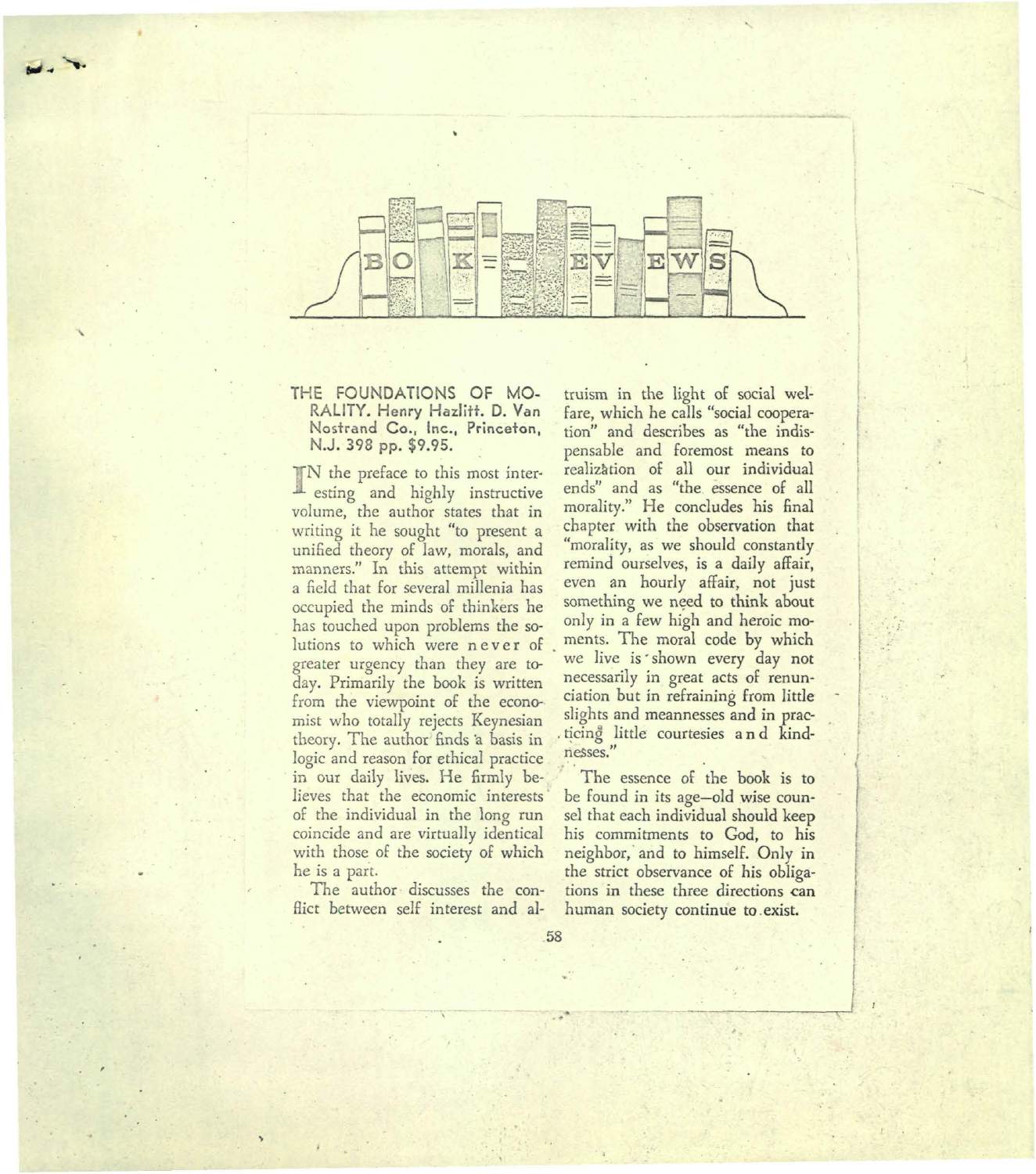# BOOK REVIEWS

**THE FOUNDATIONS OF MORALITY. Henry Hazlitt. D. Van Nostrand Co., Inc., Princeton, N.J. 398 pp. $9.95.**

IN the preface to this most interesting and highly instructive volume, the author states that in writing it he sought "to present a unified theory of law, morals, and manners." In this attempt within a field that for several millenia has occupied the minds of thinkers he has touched upon problems the solutions to which were never of greater urgency than they are today. Primarily the book is written from the viewpoint of the economist who totally rejects Keynesian theory. The author finds a basis in logic and reason for ethical practice in our daily lives. He firmly believes that the economic interests of the individual in the long run coincide and are virtually identical with those of the society of which he is a part.

The author discusses the conflict between self interest and altruism in the light of social welfare, which he calls "social cooperation" and describes as "the indispensable and foremost means to realization of all our individual ends" and as "the essence of all morality." He concludes his final chapter with the observation that "morality, as we should constantly remind ourselves, is a daily affair, even an hourly affair, not just something we need to think about only in a few high and heroic moments. The moral code by which we live is shown every day not necessarily in great acts of renunciation but in refraining from little slights and meannesses and in practicing little courtesies and kindnesses."

The essence of the book is to be found in its age-old wise counsel that each individual should keep his commitments to God, to his neighbor, and to himself. Only in the strict observance of his obligations in these three directions can human society continue to exist.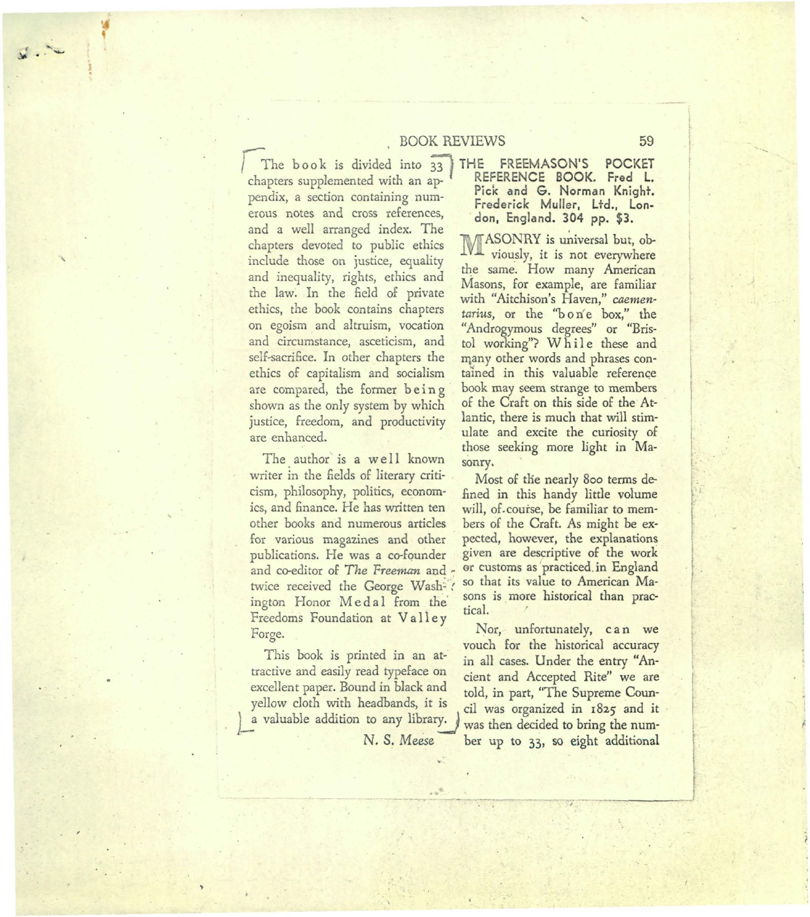The book is divided into 33 chapters supplemented with an appendix, a section containing numerous notes and cross references, and a well arranged index. The chapters devoted to public ethics include those on justice, equality and inequality, rights, ethics and the law. In the field of private ethics, the book contains chapters on egoism and altruism, vocation and circumstance, asceticism, and self-sacrifice. In other chapters the ethics of capitalism and socialism are compared, the former being shown as the only system by which justice, freedom, and productivity are enhanced.

The author is a well known writer in the fields of literary criticism, philosophy, politics, economics, and finance. He has written ten other books and numerous articles for various magazines and other publications. He was a co-founder and co-editor of *The Freeman* and twice received the George Washington Honor Medal from the Freedoms Foundation at Valley Forge.

This book is printed in an attractive and easily read typeface on excellent paper. Bound in black and yellow cloth with headbands, it is a valuable addition to any library.

*N. S. Meese*

**THE FREEMASON'S POCKET REFERENCE BOOK. Fred L. Pick and G. Norman Knight. Frederick Muller, Ltd., London, England. 304 pp. $3.**

MASONRY is universal but, obviously, it is not everywhere the same. How many American Masons, for example, are familiar with "Aitchison's Haven," *caementarius*, or the "bone box," the "Androgymous degrees" or "Bristol working"? While these and many other words and phrases contained in this valuable reference book may seem strange to members of the Craft on this side of the Atlantic, there is much that will stimulate and excite the curiosity of those seeking more light in Masonry.

Most of the nearly 800 terms defined in this handy little volume will, of course, be familiar to members of the Craft. As might be expected, however, the explanations given are descriptive of the work or customs as practiced in England so that its value to American Masons is more historical than practical.

Nor, unfortunately, can we vouch for the historical accuracy in all cases. Under the entry "Ancient and Accepted Rite" we are told, in part, "The Supreme Council was organized in 1825 and it was then decided to bring the number up to 33, so eight additional